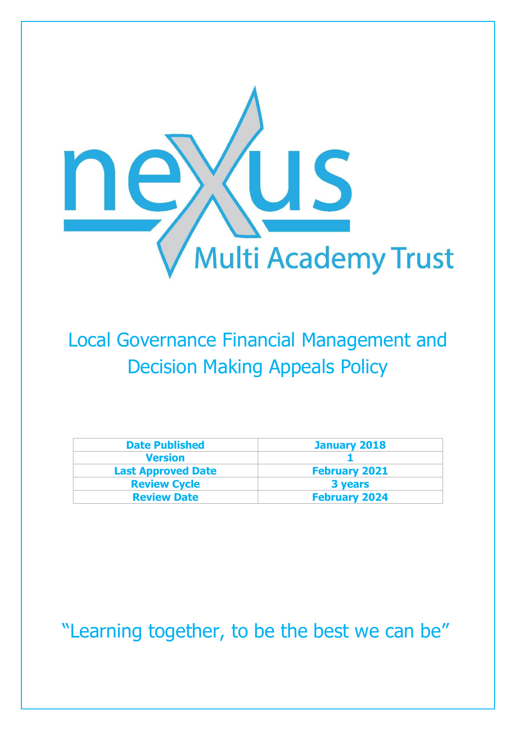nexus Multi Academy Trust

# Local Governance Financial Management and Decision Making Appeals Policy

| Date Published | January 2018 |
| --- | --- |
| Version | 1 |
| Last Approved Date | February 2021 |
| Review Cycle | 3 years |
| Review Date | February 2024 |

"Learning together, to be the best we can be"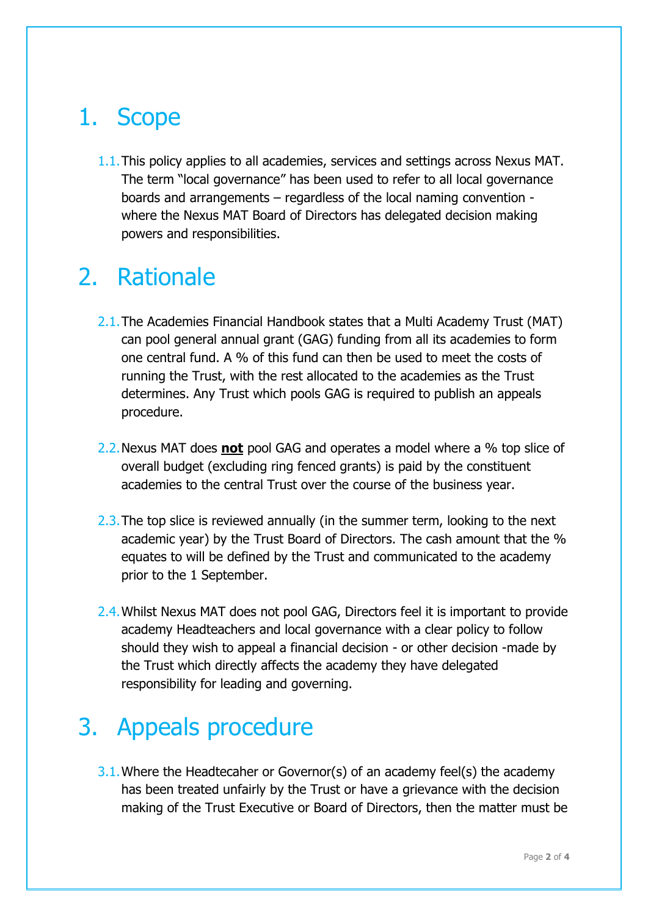# 1. Scope

1.1. This policy applies to all academies, services and settings across Nexus MAT. The term "local governance" has been used to refer to all local governance boards and arrangements – regardless of the local naming convention - where the Nexus MAT Board of Directors has delegated decision making powers and responsibilities.

# 2. Rationale

2.1. The Academies Financial Handbook states that a Multi Academy Trust (MAT) can pool general annual grant (GAG) funding from all its academies to form one central fund. A % of this fund can then be used to meet the costs of running the Trust, with the rest allocated to the academies as the Trust determines. Any Trust which pools GAG is required to publish an appeals procedure.

2.2. Nexus MAT does **not** pool GAG and operates a model where a % top slice of overall budget (excluding ring fenced grants) is paid by the constituent academies to the central Trust over the course of the business year.

2.3. The top slice is reviewed annually (in the summer term, looking to the next academic year) by the Trust Board of Directors. The cash amount that the % equates to will be defined by the Trust and communicated to the academy prior to the 1 September.

2.4. Whilst Nexus MAT does not pool GAG, Directors feel it is important to provide academy Headteachers and local governance with a clear policy to follow should they wish to appeal a financial decision - or other decision -made by the Trust which directly affects the academy they have delegated responsibility for leading and governing.

# 3. Appeals procedure

3.1. Where the Headtecaher or Governor(s) of an academy feel(s) the academy has been treated unfairly by the Trust or have a grievance with the decision making of the Trust Executive or Board of Directors, then the matter must be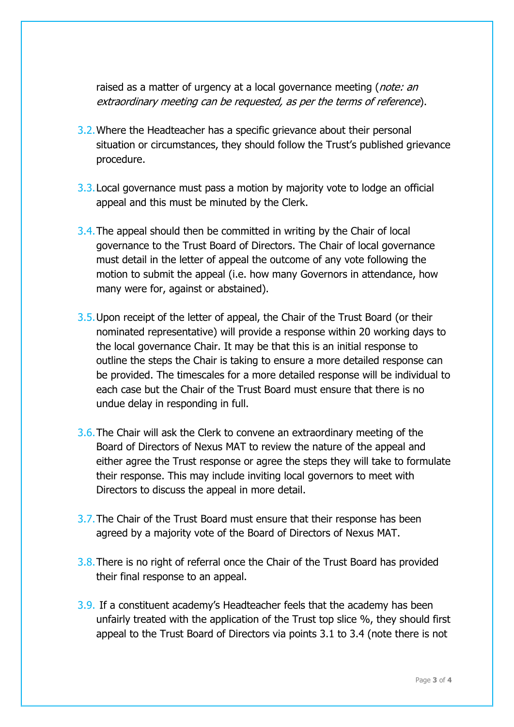raised as a matter of urgency at a local governance meeting (*note: an extraordinary meeting can be requested, as per the terms of reference*).

3.2. Where the Headteacher has a specific grievance about their personal situation or circumstances, they should follow the Trust's published grievance procedure.

3.3. Local governance must pass a motion by majority vote to lodge an official appeal and this must be minuted by the Clerk.

3.4. The appeal should then be committed in writing by the Chair of local governance to the Trust Board of Directors. The Chair of local governance must detail in the letter of appeal the outcome of any vote following the motion to submit the appeal (i.e. how many Governors in attendance, how many were for, against or abstained).

3.5. Upon receipt of the letter of appeal, the Chair of the Trust Board (or their nominated representative) will provide a response within 20 working days to the local governance Chair. It may be that this is an initial response to outline the steps the Chair is taking to ensure a more detailed response can be provided. The timescales for a more detailed response will be individual to each case but the Chair of the Trust Board must ensure that there is no undue delay in responding in full.

3.6. The Chair will ask the Clerk to convene an extraordinary meeting of the Board of Directors of Nexus MAT to review the nature of the appeal and either agree the Trust response or agree the steps they will take to formulate their response. This may include inviting local governors to meet with Directors to discuss the appeal in more detail.

3.7. The Chair of the Trust Board must ensure that their response has been agreed by a majority vote of the Board of Directors of Nexus MAT.

3.8. There is no right of referral once the Chair of the Trust Board has provided their final response to an appeal.

3.9. If a constituent academy's Headteacher feels that the academy has been unfairly treated with the application of the Trust top slice %, they should first appeal to the Trust Board of Directors via points 3.1 to 3.4 (note there is not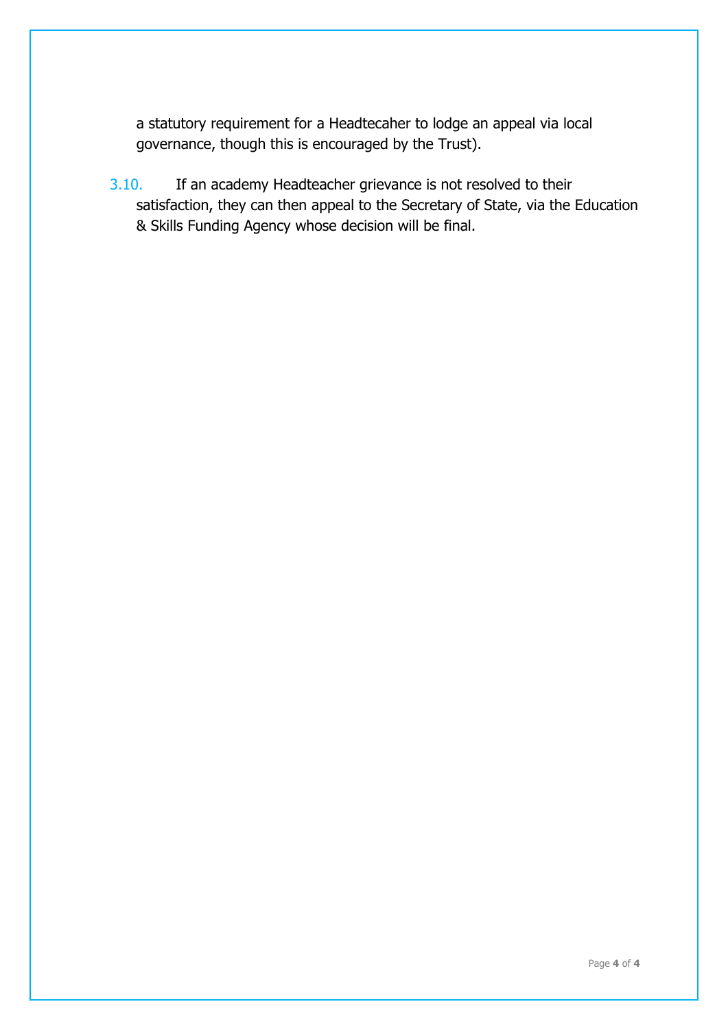a statutory requirement for a Headtecaher to lodge an appeal via local governance, though this is encouraged by the Trust).

3.10. If an academy Headteacher grievance is not resolved to their satisfaction, they can then appeal to the Secretary of State, via the Education & Skills Funding Agency whose decision will be final.